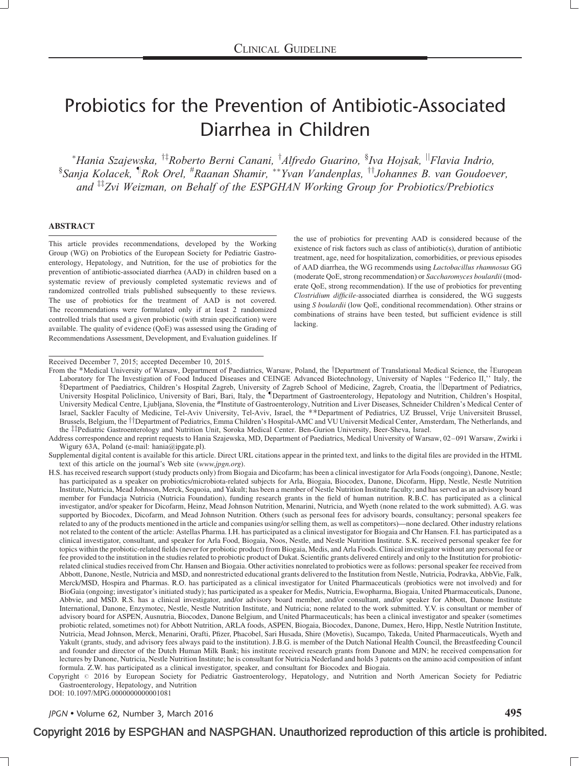Clinical Guideline

# Probiotics for the Prevention of Antibiotic-Associated Diarrhea in Children

[*]*Hania Szajewska,* [†‡]*Roberto Berni Canani,* [†]*Alfredo Guarino,* [§]*Iva Hojsak,* [||]*Flavia Indrio,* [§]*Sanja Kolacek,* [¶]*Rok Orel,* [#]*Raanan Shamir,* [**]*Yvan Vandenplas,* [††]*Johannes B. van Goudoever, and* [‡‡]*Zvi Weizman, on Behalf of the ESPGHAN Working Group for Probiotics/Prebiotics*

## ABSTRACT

This article provides recommendations, developed by the Working Group (WG) on Probiotics of the European Society for Pediatric Gastroenterology, Hepatology, and Nutrition, for the use of probiotics for the prevention of antibiotic-associated diarrhea (AAD) in children based on a systematic review of previously completed systematic reviews and of randomized controlled trials published subsequently to these reviews. The use of probiotics for the treatment of AAD is not covered. The recommendations were formulated only if at least 2 randomized controlled trials that used a given probiotic (with strain specification) were available. The quality of evidence (QoE) was assessed using the Grading of Recommendations Assessment, Development, and Evaluation guidelines. If the use of probiotics for preventing AAD is considered because of the existence of risk factors such as class of antibiotic(s), duration of antibiotic treatment, age, need for hospitalization, comorbidities, or previous episodes of AAD diarrhea, the WG recommends using *Lactobacillus rhamnosus* GG (moderate QoE, strong recommendation) or *Saccharomyces boulardii* (moderate QoE, strong recommendation). If the use of probiotics for preventing *Clostridium difficile*-associated diarrhea is considered, the WG suggests using *S boulardii* (low QoE, conditional recommendation). Other strains or combinations of strains have been tested, but sufficient evidence is still lacking.

Received December 7, 2015; accepted December 10, 2015.

From the *Medical University of Warsaw, Department of Paediatrics, Warsaw, Poland, the †Department of Translational Medical Science, the ‡European Laboratory for The Investigation of Food Induced Diseases and CEINGE Advanced Biotechnology, University of Naples ''Federico II,'' Italy, the §Department of Paediatrics, Children's Hospital Zagreb, University of Zagreb School of Medicine, Zagreb, Croatia, the ||Department of Pediatrics, University Hospital Policlinico, University of Bari, Bari, Italy, the ¶Department of Gastroenterology, Hepatology and Nutrition, Children's Hospital, University Medical Centre, Ljubljana, Slovenia, the #Institute of Gastroenterology, Nutrition and Liver Diseases, Schneider Children's Medical Center of Israel, Sackler Faculty of Medicine, Tel-Aviv University, Tel-Aviv, Israel, the **Department of Pediatrics, UZ Brussel, Vrije Universiteit Brussel, Brussels, Belgium, the ††Department of Pediatrics, Emma Children's Hospital-AMC and VU Universit Medical Center, Amsterdam, The Netherlands, and the ‡‡Pediatric Gastroenterology and Nutrition Unit, Soroka Medical Center. Ben-Gurion University, Beer-Sheva, Israel.

Address correspondence and reprint requests to Hania Szajewska, MD, Department of Paediatrics, Medical University of Warsaw, 02–091 Warsaw, Zwirki i Wigury 63A, Poland (e-mail: hania@ipgate.pl).

Supplemental digital content is available for this article. Direct URL citations appear in the printed text, and links to the digital files are provided in the HTML text of this article on the journal's Web site (*www.jpgn.org*).

H.S. has received research support (study products only) from Biogaia and Dicofarm; has been a clinical investigator for Arla Foods (ongoing), Danone, Nestle; has participated as a speaker on probiotics/microbiota-related subjects for Arla, Biogaia, Biocodex, Danone, Dicofarm, Hipp, Nestle, Nestle Nutrition Institute, Nutricia, Mead Johnson, Merck, Sequoia, and Yakult; has been a member of Nestle Nutrition Institute faculty; and has served as an advisory board member for Fundacja Nutricia (Nutricia Foundation), funding research grants in the field of human nutrition. R.B.C. has participated as a clinical investigator, and/or speaker for Dicofarm, Heinz, Mead Johnson Nutrition, Menarini, Nutricia, and Wyeth (none related to the work submitted). A.G. was supported by Biocodex, Dicofarm, and Mead Johnson Nutrition. Others (such as personal fees for advisory boards, consultancy; personal speakers fee related to any of the products mentioned in the article and companies using/or selling them, as well as competitors)—none declared. Other industry relations not related to the content of the article: Astellas Pharma. I.H. has participated as a clinical investigator for Biogaia and Chr Hansen. F.I. has participated as a clinical investigator, consultant, and speaker for Arla Food, Biogaia, Noos, Nestle, and Nestle Nutrition Institute. S.K. received personal speaker fee for topics within the probiotic-related fields (never for probiotic product) from Biogaia, Medis, and Arla Foods. Clinical investigator without any personal fee or fee provided to the institution in the studies related to probiotic product of Dukat. Scientific grants delivered entirely and only to the Institution for probiotic-related clinical studies received from Chr. Hansen and Biogaia. Other activities nonrelated to probiotics were as follows: personal speaker fee received from Abbott, Danone, Nestle, Nutricia and MSD, and nonrestricted educational grants delivered to the Institution from Nestle, Nutricia, Podravka, AbbVie, Falk, Merck/MSD, Hospira and Pharmas. R.O. has participated as a clinical investigator for United Pharmaceuticals (probiotics were not involved) and for BioGaia (ongoing; investigator's initiated study); has participated as a speaker for Medis, Nutricia, Ewopharma, Biogaia, United Pharmaceuticals, Danone, Abbvie, and MSD. R.S. has a clinical investigator, and/or advisory board member, and/or consultant, and/or speaker for Abbott, Danone Institute International, Danone, Enzymotec, Nestle, Nestle Nutrition Institute, and Nutricia; none related to the work submitted. Y.V. is consultant or member of advisory board for ASPEN, Ausnutria, Biocodex, Danone Belgium, and United Pharmaceuticals; has been a clinical investigator and speaker (sometimes probiotic related, sometimes not) for Abbott Nutrition, ARLA foods, ASPEN, Biogaia, Biocodex, Danone, Dumex, Hero, Hipp, Nestle Nutrition Institute, Nutricia, Mead Johnson, Merck, Menarini, Orafti, Pfizer, Phacobel, Sari Husada, Shire (Movetis), Sucampo, Takeda, United Pharmaceuticals, Wyeth and Yakult (grants, study, and advisory fees always paid to the institution). J.B.G. is member of the Dutch National Health Council, the Breastfeeding Council and founder and director of the Dutch Human Milk Bank; his institute received research grants from Danone and MJN; he received compensation for lectures by Danone, Nutricia, Nestle Nutrition Institute; he is consultant for Nutricia Nederland and holds 3 patents on the amino acid composition of infant formula. Z.W. has participated as a clinical investigator, speaker, and consultant for Biocodex and Biogaia.

Copyright © 2016 by European Society for Pediatric Gastroenterology, Hepatology, and Nutrition and North American Society for Pediatric Gastroenterology, Hepatology, and Nutrition

DOI: 10.1097/MPG.0000000000001081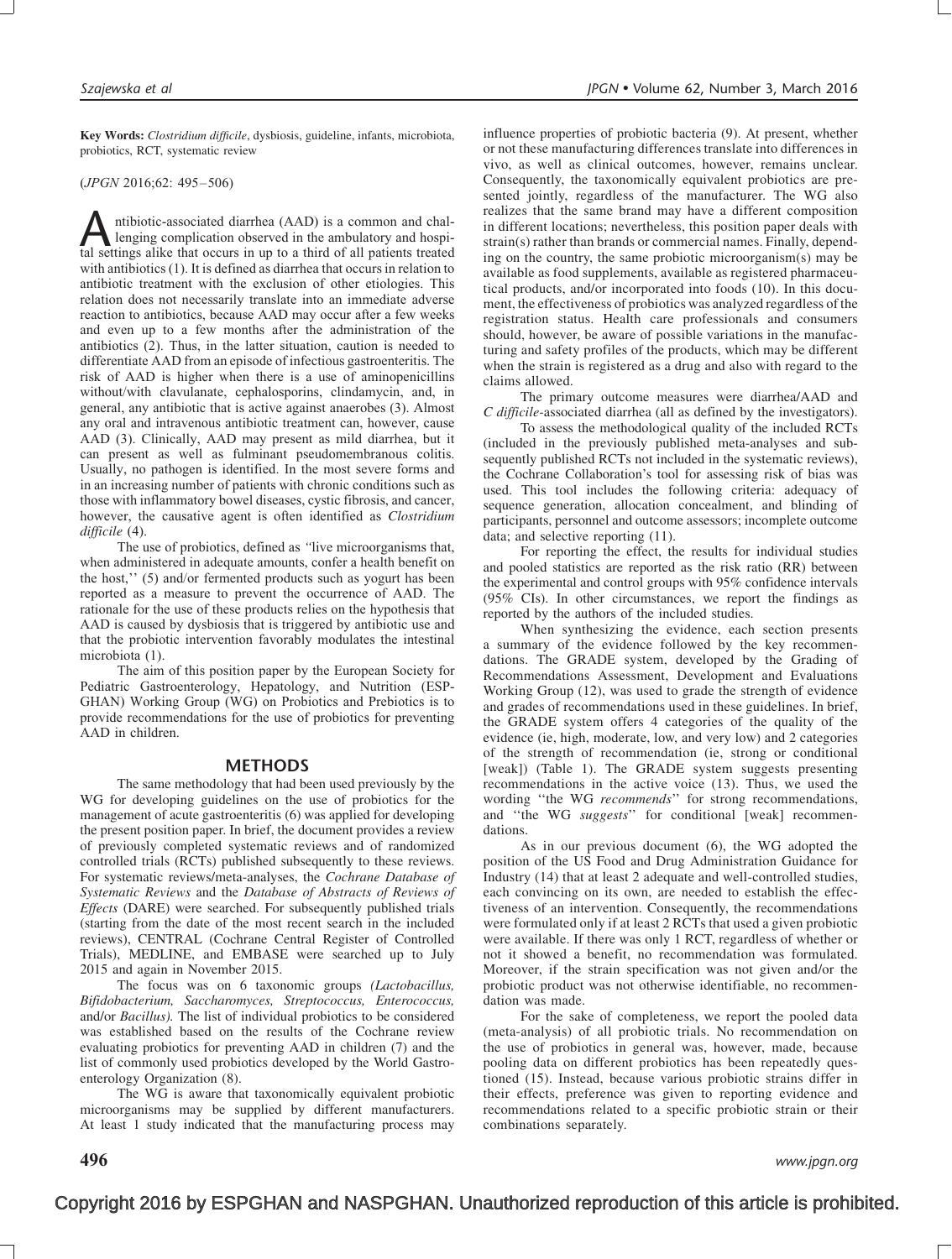**Key Words:** *Clostridium difficile*, dysbiosis, guideline, infants, microbiota, probiotics, RCT, systematic review

(*JPGN* 2016;62: 495–506)

Antibiotic-associated diarrhea (AAD) is a common and challenging complication observed in the ambulatory and hospital settings alike that occurs in up to a third of all patients treated with antibiotics (1). It is defined as diarrhea that occurs in relation to antibiotic treatment with the exclusion of other etiologies. This relation does not necessarily translate into an immediate adverse reaction to antibiotics, because AAD may occur after a few weeks and even up to a few months after the administration of the antibiotics (2). Thus, in the latter situation, caution is needed to differentiate AAD from an episode of infectious gastroenteritis. The risk of AAD is higher when there is a use of aminopenicillins without/with clavulanate, cephalosporins, clindamycin, and, in general, any antibiotic that is active against anaerobes (3). Almost any oral and intravenous antibiotic treatment can, however, cause AAD (3). Clinically, AAD may present as mild diarrhea, but it can present as well as fulminant pseudomembranous colitis. Usually, no pathogen is identified. In the most severe forms and in an increasing number of patients with chronic conditions such as those with inflammatory bowel diseases, cystic fibrosis, and cancer, however, the causative agent is often identified as *Clostridium difficile* (4).

The use of probiotics, defined as "live microorganisms that, when administered in adequate amounts, confer a health benefit on the host," (5) and/or fermented products such as yogurt has been reported as a measure to prevent the occurrence of AAD. The rationale for the use of these products relies on the hypothesis that AAD is caused by dysbiosis that is triggered by antibiotic use and that the probiotic intervention favorably modulates the intestinal microbiota (1).

The aim of this position paper by the European Society for Pediatric Gastroenterology, Hepatology, and Nutrition (ESPGHAN) Working Group (WG) on Probiotics and Prebiotics is to provide recommendations for the use of probiotics for preventing AAD in children.

## METHODS

The same methodology that had been used previously by the WG for developing guidelines on the use of probiotics for the management of acute gastroenteritis (6) was applied for developing the present position paper. In brief, the document provides a review of previously completed systematic reviews and of randomized controlled trials (RCTs) published subsequently to these reviews. For systematic reviews/meta-analyses, the *Cochrane Database of Systematic Reviews* and the *Database of Abstracts of Reviews of Effects* (DARE) were searched. For subsequently published trials (starting from the date of the most recent search in the included reviews), CENTRAL (Cochrane Central Register of Controlled Trials), MEDLINE, and EMBASE were searched up to July 2015 and again in November 2015.

The focus was on 6 taxonomic groups *(Lactobacillus, Bifidobacterium, Saccharomyces, Streptococcus, Enterococcus,* and/or *Bacillus).* The list of individual probiotics to be considered was established based on the results of the Cochrane review evaluating probiotics for preventing AAD in children (7) and the list of commonly used probiotics developed by the World Gastroenterology Organization (8).

The WG is aware that taxonomically equivalent probiotic microorganisms may be supplied by different manufacturers. At least 1 study indicated that the manufacturing process may influence properties of probiotic bacteria (9). At present, whether or not these manufacturing differences translate into differences in vivo, as well as clinical outcomes, however, remains unclear. Consequently, the taxonomically equivalent probiotics are presented jointly, regardless of the manufacturer. The WG also realizes that the same brand may have a different composition in different locations; nevertheless, this position paper deals with strain(s) rather than brands or commercial names. Finally, depending on the country, the same probiotic microorganism(s) may be available as food supplements, available as registered pharmaceutical products, and/or incorporated into foods (10). In this document, the effectiveness of probiotics was analyzed regardless of the registration status. Health care professionals and consumers should, however, be aware of possible variations in the manufacturing and safety profiles of the products, which may be different when the strain is registered as a drug and also with regard to the claims allowed.

The primary outcome measures were diarrhea/AAD and *C difficile*-associated diarrhea (all as defined by the investigators).

To assess the methodological quality of the included RCTs (included in the previously published meta-analyses and subsequently published RCTs not included in the systematic reviews), the Cochrane Collaboration's tool for assessing risk of bias was used. This tool includes the following criteria: adequacy of sequence generation, allocation concealment, and blinding of participants, personnel and outcome assessors; incomplete outcome data; and selective reporting (11).

For reporting the effect, the results for individual studies and pooled statistics are reported as the risk ratio (RR) between the experimental and control groups with 95% confidence intervals (95% CIs). In other circumstances, we report the findings as reported by the authors of the included studies.

When synthesizing the evidence, each section presents a summary of the evidence followed by the key recommendations. The GRADE system, developed by the Grading of Recommendations Assessment, Development and Evaluations Working Group (12), was used to grade the strength of evidence and grades of recommendations used in these guidelines. In brief, the GRADE system offers 4 categories of the quality of the evidence (ie, high, moderate, low, and very low) and 2 categories of the strength of recommendation (ie, strong or conditional [weak]) (Table 1). The GRADE system suggests presenting recommendations in the active voice (13). Thus, we used the wording "the WG *recommends*" for strong recommendations, and "the WG *suggests*" for conditional [weak] recommendations.

As in our previous document (6), the WG adopted the position of the US Food and Drug Administration Guidance for Industry (14) that at least 2 adequate and well-controlled studies, each convincing on its own, are needed to establish the effectiveness of an intervention. Consequently, the recommendations were formulated only if at least 2 RCTs that used a given probiotic were available. If there was only 1 RCT, regardless of whether or not it showed a benefit, no recommendation was formulated. Moreover, if the strain specification was not given and/or the probiotic product was not otherwise identifiable, no recommendation was made.

For the sake of completeness, we report the pooled data (meta-analysis) of all probiotic trials. No recommendation on the use of probiotics in general was, however, made, because pooling data on different probiotics has been repeatedly questioned (15). Instead, because various probiotic strains differ in their effects, preference was given to reporting evidence and recommendations related to a specific probiotic strain or their combinations separately.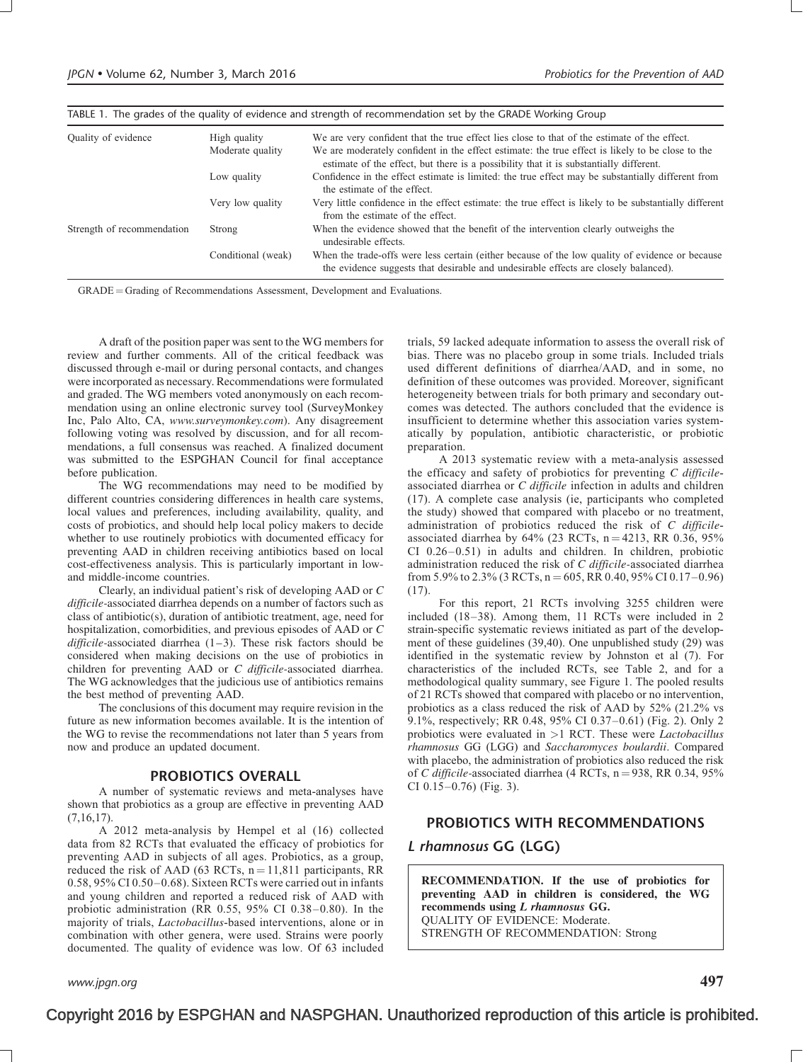TABLE 1. The grades of the quality of evidence and strength of recommendation set by the GRADE Working Group

| | | |
|---|---|---|
| Quality of evidence | High quality | We are very confident that the true effect lies close to that of the estimate of the effect. |
| | Moderate quality | We are moderately confident in the effect estimate: the true effect is likely to be close to the estimate of the effect, but there is a possibility that it is substantially different. |
| | Low quality | Confidence in the effect estimate is limited: the true effect may be substantially different from the estimate of the effect. |
| | Very low quality | Very little confidence in the effect estimate: the true effect is likely to be substantially different from the estimate of the effect. |
| Strength of recommendation | Strong | When the evidence showed that the benefit of the intervention clearly outweighs the undesirable effects. |
| | Conditional (weak) | When the trade-offs were less certain (either because of the low quality of evidence or because the evidence suggests that desirable and undesirable effects are closely balanced). |

GRADE = Grading of Recommendations Assessment, Development and Evaluations.

A draft of the position paper was sent to the WG members for review and further comments. All of the critical feedback was discussed through e-mail or during personal contacts, and changes were incorporated as necessary. Recommendations were formulated and graded. The WG members voted anonymously on each recommendation using an online electronic survey tool (SurveyMonkey Inc, Palo Alto, CA, *www.surveymonkey.com*). Any disagreement following voting was resolved by discussion, and for all recommendations, a full consensus was reached. A finalized document was submitted to the ESPGHAN Council for final acceptance before publication.

The WG recommendations may need to be modified by different countries considering differences in health care systems, local values and preferences, including availability, quality, and costs of probiotics, and should help local policy makers to decide whether to use routinely probiotics with documented efficacy for preventing AAD in children receiving antibiotics based on local cost-effectiveness analysis. This is particularly important in low- and middle-income countries.

Clearly, an individual patient's risk of developing AAD or *C difficile*-associated diarrhea depends on a number of factors such as class of antibiotic(s), duration of antibiotic treatment, age, need for hospitalization, comorbidities, and previous episodes of AAD or *C difficile*-associated diarrhea (1–3). These risk factors should be considered when making decisions on the use of probiotics in children for preventing AAD or *C difficile*-associated diarrhea. The WG acknowledges that the judicious use of antibiotics remains the best method of preventing AAD.

The conclusions of this document may require revision in the future as new information becomes available. It is the intention of the WG to revise the recommendations not later than 5 years from now and produce an updated document.

## PROBIOTICS OVERALL

A number of systematic reviews and meta-analyses have shown that probiotics as a group are effective in preventing AAD (7,16,17).

A 2012 meta-analysis by Hempel et al (16) collected data from 82 RCTs that evaluated the efficacy of probiotics for preventing AAD in subjects of all ages. Probiotics, as a group, reduced the risk of AAD (63 RCTs, n = 11,811 participants, RR 0.58, 95% CI 0.50–0.68). Sixteen RCTs were carried out in infants and young children and reported a reduced risk of AAD with probiotic administration (RR 0.55, 95% CI 0.38–0.80). In the majority of trials, *Lactobacillus*-based interventions, alone or in combination with other genera, were used. Strains were poorly documented. The quality of evidence was low. Of 63 included trials, 59 lacked adequate information to assess the overall risk of bias. There was no placebo group in some trials. Included trials used different definitions of diarrhea/AAD, and in some, no definition of these outcomes was provided. Moreover, significant heterogeneity between trials for both primary and secondary outcomes was detected. The authors concluded that the evidence is insufficient to determine whether this association varies systematically by population, antibiotic characteristic, or probiotic preparation.

A 2013 systematic review with a meta-analysis assessed the efficacy and safety of probiotics for preventing *C difficile*-associated diarrhea or *C difficile* infection in adults and children (17). A complete case analysis (ie, participants who completed the study) showed that compared with placebo or no treatment, administration of probiotics reduced the risk of *C difficile*-associated diarrhea by 64% (23 RCTs, n = 4213, RR 0.36, 95% CI 0.26–0.51) in adults and children. In children, probiotic administration reduced the risk of *C difficile*-associated diarrhea from 5.9% to 2.3% (3 RCTs, n = 605, RR 0.40, 95% CI 0.17–0.96) (17).

For this report, 21 RCTs involving 3255 children were included (18–38). Among them, 11 RCTs were included in 2 strain-specific systematic reviews initiated as part of the development of these guidelines (39,40). One unpublished study (29) was identified in the systematic review by Johnston et al (7). For characteristics of the included RCTs, see Table 2, and for a methodological quality summary, see Figure 1. The pooled results of 21 RCTs showed that compared with placebo or no intervention, probiotics as a class reduced the risk of AAD by 52% (21.2% vs 9.1%, respectively; RR 0.48, 95% CI 0.37–0.61) (Fig. 2). Only 2 probiotics were evaluated in >1 RCT. These were *Lactobacillus rhamnosus* GG (LGG) and *Saccharomyces boulardii*. Compared with placebo, the administration of probiotics also reduced the risk of *C difficile*-associated diarrhea (4 RCTs, n = 938, RR 0.34, 95% CI 0.15–0.76) (Fig. 3).

## PROBIOTICS WITH RECOMMENDATIONS

### *L rhamnosus* GG (LGG)

**RECOMMENDATION. If the use of probiotics for preventing AAD in children is considered, the WG recommends using *L rhamnosus* GG.**
QUALITY OF EVIDENCE: Moderate.
STRENGTH OF RECOMMENDATION: Strong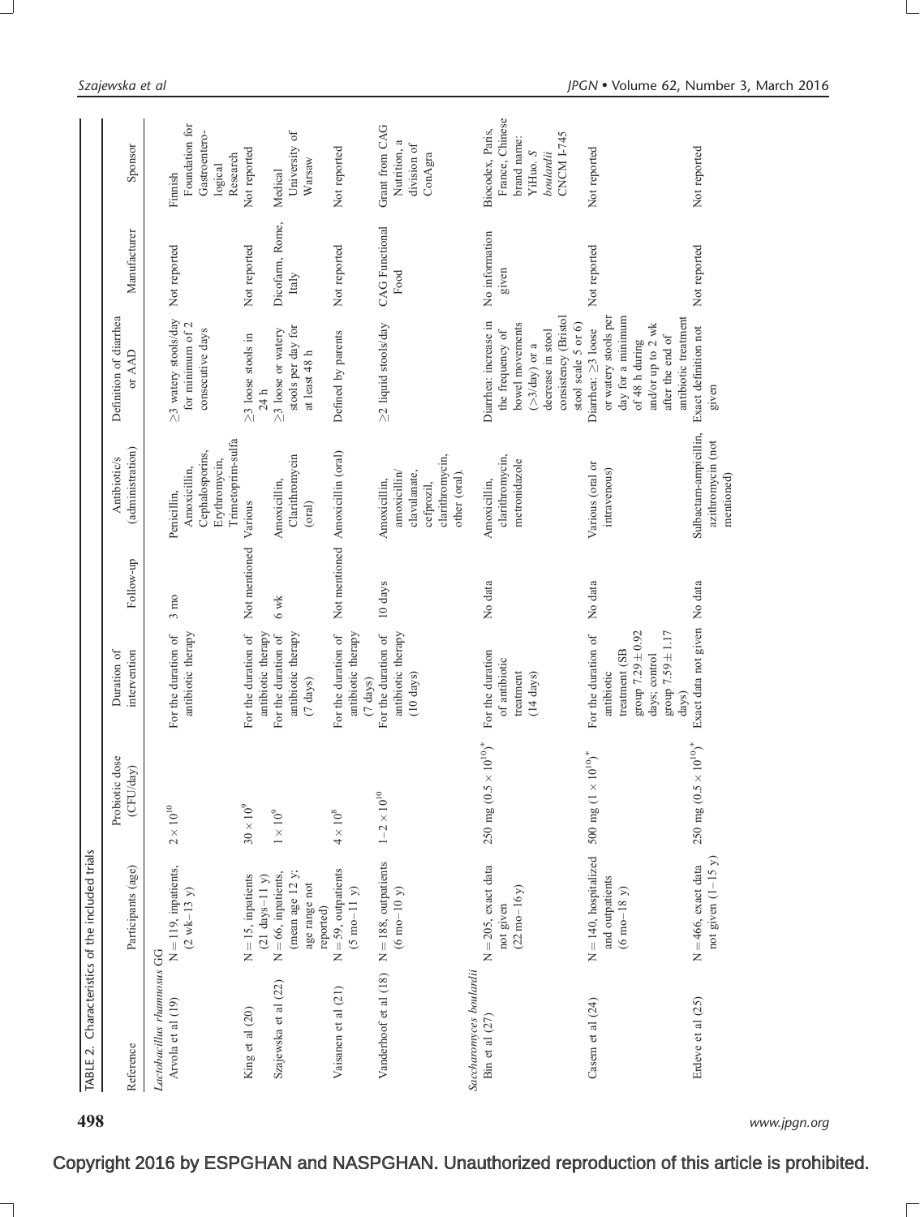TABLE 2. Characteristics of the included trials

| Reference | Participants (age) | Probiotic dose (CFU/day) | Duration of intervention | Follow-up | Antibiotic/s (administration) | Definition of diarrhea or AAD | Manufacturer | Sponsor |
|---|---|---|---|---|---|---|---|---|
| *Lactobacillus rhamnosus* GG | | | | | | | | |
| Arvola et al (19) | N = 119, inpatients, (2 wk–13 y) | $2 \times 10^{10}$ | For the duration of antibiotic therapy | 3 mo | Penicillin, Amoxicillin, Cephalosporins, Erythromycin, Trimetoprim-sulfa | ≥3 watery stools/day for minimum of 2 consecutive days | Not reported | Finnish Foundation for Gastroentero-logical Research |
| King et al (20) | N = 15, inpatients (21 days–11 y) | $30 \times 10^{9}$ | For the duration of antibiotic therapy | Not mentioned | Various | ≥3 loose stools in 24 h | Not reported | Not reported |
| Szajewska et al (22) | N = 66, inpatients, (mean age 12 y; age range not reported) | $1 \times 10^{9}$ | For the duration of antibiotic therapy (7 days) | 6 wk | Amoxicillin, Clarithromycin (oral) | ≥3 loose or watery stools per day for at least 48 h | Dicofarm, Rome, Italy | Medical University of Warsaw |
| Vaisanen et al (21) | N = 59, outpatients (5 mo–11 y) | $4 \times 10^{8}$ | For the duration of antibiotic therapy (7 days) | Not mentioned | Amoxicillin (oral) | Defined by parents | Not reported | Not reported |
| Vanderhoof et al (18) | N = 188, outpatients (6 mo–10 y) | $1–2 \times 10^{10}$ | For the duration of antibiotic therapy (10 days) | 10 days | Amoxicillin, amoxicillin/ clavulanate, cefprozil, clarithromycin, other (oral). | ≥2 liquid stools/day | CAG Functional Food | Grant from CAG Nutrition, a division of ConAgra |
| *Saccharomyces boulardii* | | | | | | | | |
| Bin et al (27) | N = 205, exact data not given (22 mo–16 y) | 250 mg $(0.5 \times 10^{10})^{*}$ | For the duration of antibiotic treatment (14 days) | No data | Amoxicillin, clarithromycin, metronidazole | Diarrhea: increase in the frequency of bowel movements (>3/day) or a decrease in stool consistency (Bristol stool scale 5 or 6) | No information given | Biocodex, Paris, France, Chinese brand name: YiHuo. *S boulardii* CNCM I-745 |
| Casem et al (24) | N = 140, hospitalized and outpatients (6 mo–18 y) | 500 mg $(1 \times 10^{10})^{*}$ | For the duration of antibiotic treatment (SB group 7.29 ± 0.92 days; control group 7.59 ± 1.17 days) | No data | Various (oral or intravenous) | Diarrhea: ≥3 loose or watery stools per day for a minimum of 48 h during and/or up to 2 wk after the end of antibiotic treatment | Not reported | Not reported |
| Erdeve et al (25) | N = 466, exact data not given (1–15 y) | 250 mg $(0.5 \times 10^{10})^{*}$ | Exact data not given | No data | Sulbactam-ampicillin, azithromycin (not mentioned) | Exact definition not given | Not reported | Not reported |

Copyright 2016 by ESPGHAN and NASPGHAN. Unauthorized reproduction of this article is prohibited.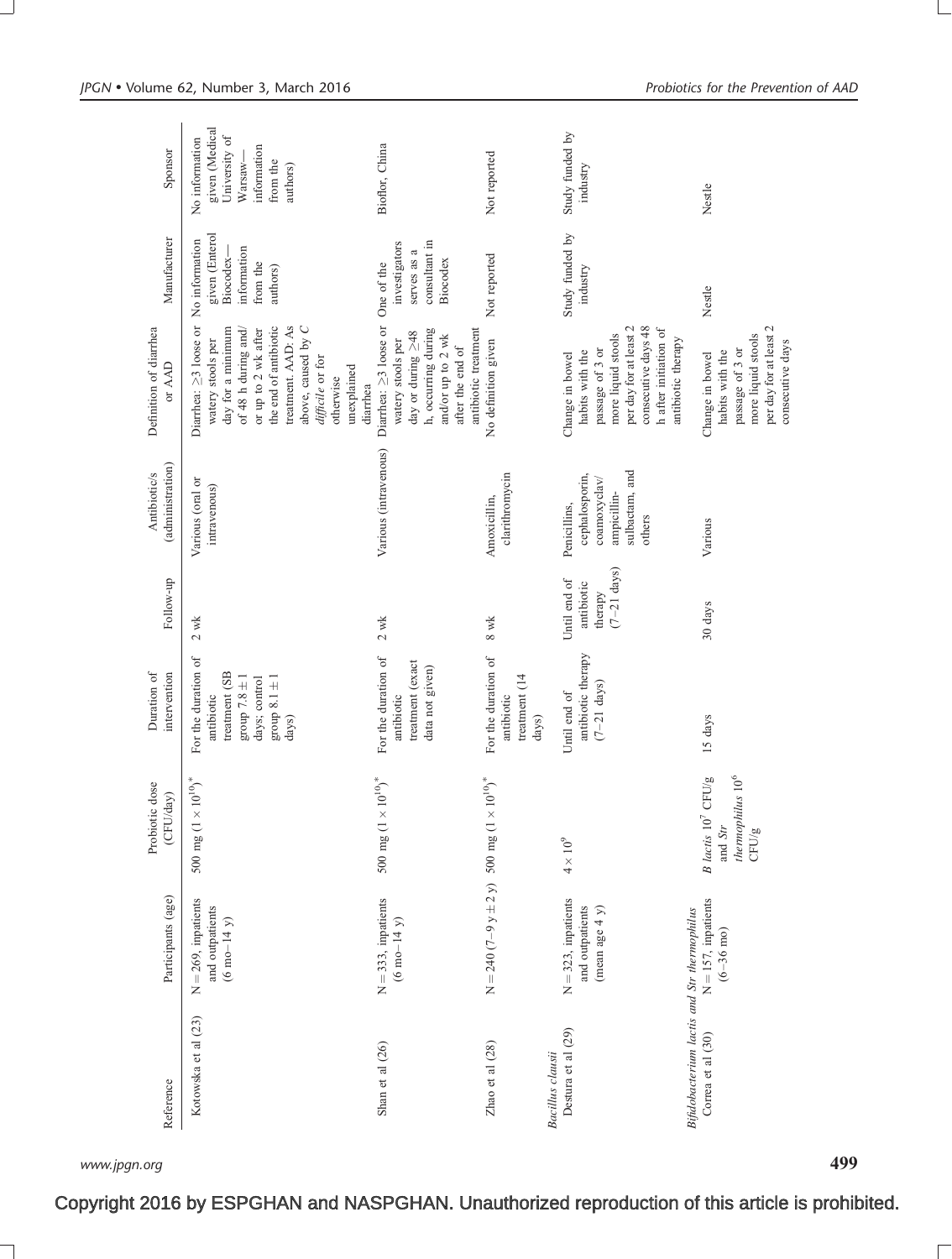| Reference | Participants (age) | Probiotic dose (CFU/day) | Duration of intervention | Follow-up | Antibiotic/s (administration) | Definition of diarrhea or AAD | Manufacturer | Sponsor |
|---|---|---|---|---|---|---|---|---|
| Kotowska et al (23) | N = 269, inpatients and outpatients (6 mo–14 y) | 500 mg ($1 \times 10^{10}$)* | For the duration of antibiotic treatment (SB group 7.8 ± 1 days; control group 8.1 ± 1 days) | 2 wk | Various (oral or intravenous) | Diarrhea: ≥3 loose or watery stools per day for a minimum of 48 h during and/or up to 2 wk after the end of antibiotic treatment. AAD: As above, caused by *C difficile* or for otherwise unexplained diarrhea | No information given (Enterol Biocodex—information from the authors) | No information given (Medical University of Warsaw—information from the authors) |
| Shan et al (26) | N = 333, inpatients (6 mo–14 y) | 500 mg ($1 \times 10^{10}$)* | For the duration of antibiotic treatment (exact data not given) | 2 wk | Various (intravenous) | Diarrhea: ≥3 loose or watery stools per day or during ≥48 h, occurring during and/or up to 2 wk after the end of antibiotic treatment | One of the investigators serves as a consultant in Biocodex | Bioflor, China |
| Zhao et al (28) | N = 240 (7–9 y ± 2 y) | 500 mg ($1 \times 10^{10}$)* | For the duration of antibiotic treatment (14 days) | 8 wk | Amoxicillin, clarithromycin | No definition given | Not reported | Not reported |
| *Bacillus clausii* | | | | | | | | |
| Destura et al (29) | N = 323, inpatients and outpatients (mean age 4 y) | $4 \times 10^9$ | Until end of antibiotic therapy (7–21 days) | Until end of antibiotic therapy (7–21 days) | Penicillins, cephalosporin, coamoxyclav/ampicillin-sulbactam, and others | Change in bowel habits with the passage of 3 or more liquid stools per day for at least 2 consecutive days 48 h after initiation of antibiotic therapy | Study funded by industry | Study funded by industry |
| *Bifidobacterium lactis* and *Str thermophilus* | | | | | | | | |
| Correa et al (30) | N = 157, inpatients (6–36 mo) | *B lactis* $10^7$ CFU/g and *Str thermophilus* $10^6$ CFU/g | 15 days | 30 days | Various | Change in bowel habits with the passage of 3 or more liquid stools per day for at least 2 consecutive days | Nestle | Nestle |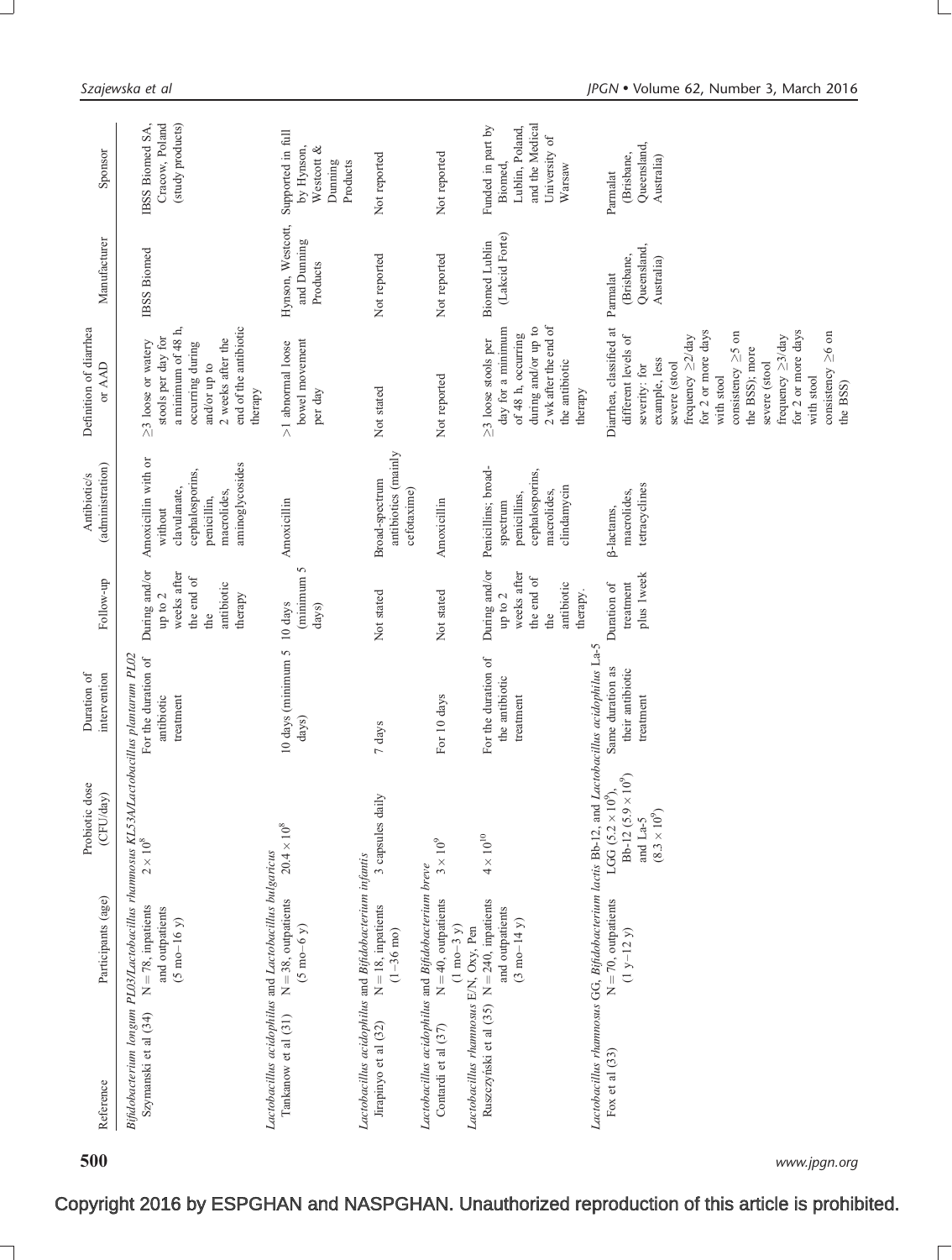| Reference | Participants (age) | Probiotic dose (CFU/day) | Duration of intervention | Follow-up | Antibiotic/s (administration) | Definition of diarrhea or AAD | Manufacturer | Sponsor |
|---|---|---|---|---|---|---|---|---|
| *Bifidobacterium longum PL03/Lactobacillus rhamnosus KL53A/Lactobacillus plantarum PL02* | | | | | | | | |
| Szymanski et al (34) | N = 78, inpatients and outpatients (5 mo–16 y) | $2 \times 10^8$ | For the duration of antibiotic treatment | During and/or up to 2 weeks after the end of the antibiotic therapy | Amoxicillin with or without clavulanate, cephalosporins, penicillin, macrolides, aminoglycosides | ≥3 loose or watery stools per day for a minimum of 48 h, occurring during and/or up to 2 weeks after the end of the antibiotic therapy | IBSS Biomed | IBSS Biomed SA, Cracow, Poland (study products) |
| *Lactobacillus acidophilus* and *Lactobacillus bulgaricus* | | | | | | | | |
| Tankanow et al (31) | N = 38, outpatients (5 mo–6 y) | $20.4 \times 10^8$ | 10 days (minimum 5 days) | 10 days (minimum 5 days) | Amoxicillin | >1 abnormal loose bowel movement per day | Hynson, Westcott, and Dunning Products | Supported in full by Hynson, Westcott & Dunning Products |
| *Lactobacillus acidophilus* and *Bifidobacterium infantis* | | | | | | | | |
| Jirapinyo et al (32) | N = 18, inpatients (1–36 mo) | 3 capsules daily | 7 days | Not stated | Broad-spectrum antibiotics (mainly cefotaxime) | Not stated | Not reported | Not reported |
| *Lactobacillus acidophilus* and *Bifidobacterium breve* | | | | | | | | |
| Contardi et al (37) | N = 40, outpatients (1 mo–3 y) | $3 \times 10^9$ | For 10 days | Not stated | Amoxicillin | Not reported | Not reported | Not reported |
| *Lactobacillus rhamnosus* E/N, Oxy, Pen | | | | | | | | |
| Ruszczyński et al (35) | N = 240, inpatients and outpatients (3 mo–14 y) | $4 \times 10^{10}$ | For the duration of the antibiotic treatment | During and/or up to 2 weeks after the end of the antibiotic therapy. | Penicillins; broad-spectrum penicillins, cephalosporins, macrolides, clindamycin | ≥3 loose stools per day for a minimum of 48 h, occurring during and/or up to 2 wk after the end of the antibiotic therapy | Biomed Lublin (Lakcid Forte) | Funded in part by Biomed, Lublin, Poland, and the Medical University of Warsaw |
| *Lactobacillus rhamnosus* GG, *Bifidobacterium lactis* Bb-12, and *Lactobacillus acidophilus* La-5 | | | | | | | | |
| Fox et al (33) | N = 70, outpatients (1 y–12 y) | LGG ($5.2 \times 10^9$), Bb-12 ($5.9 \times 10^9$) and La-5 ($8.3 \times 10^9$) | Same duration as their antibiotic treatment | Duration of treatment plus 1week | β-lactams, macrolides, tetracyclines | Diarrhea, classified at different levels of severity: for example, less severe (stool frequency ≥2/day for 2 or more days with stool consistency ≥5 on the BSS); more severe (stool frequency ≥3/day for 2 or more days with stool consistency ≥6 on the BSS) | Parmalat (Brisbane, Queensland, Australia) | Parmalat (Brisbane, Queensland, Australia) |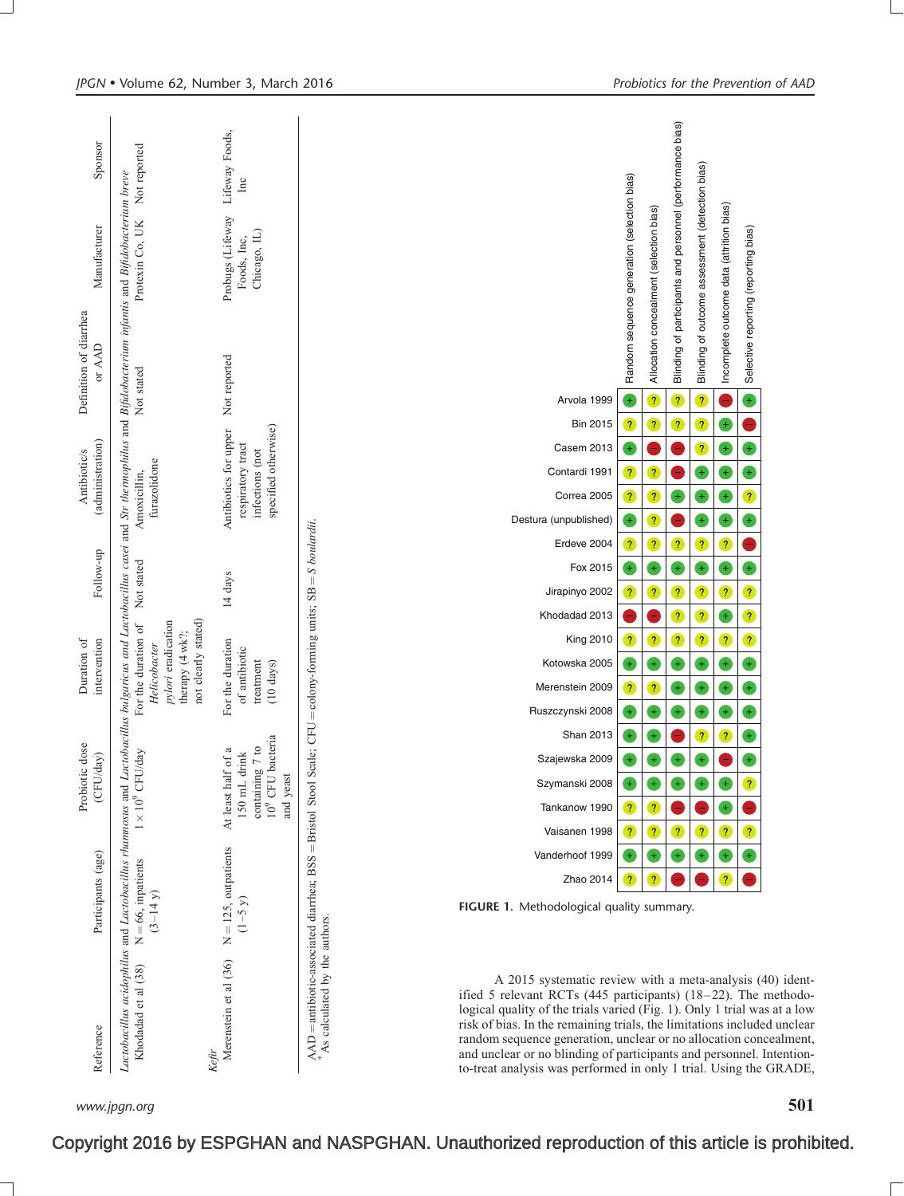| Reference | Participants (age) | Probiotic dose (CFU/day) | Duration of intervention | Follow-up | Antibiotic/s (administration) | Definition of diarrhea or AAD | Manufacturer | Sponsor |
|---|---|---|---|---|---|---|---|---|
| *Lactobacillus acidophilus* and *Lactobacillus rhamnosus* and *Lactobacillus bulgaricus* and *Lactobacillus casei* and *Str thermophilus* and *Bifidobacterium infantis* and *Bifidobacterium breve* | | | | | | | | |
| Khodadad et al (38) | N = 66, inpatients (3–14 y) | $1 \times 10^9$ CFU/day | For the duration of *Helicobacter pylori* eradication therapy (4 wk?, not clearly stated) | Not stated | Amoxicillin, furazolidone | Not stated | Protexin Co, UK | Not reported |
| *Kefir* | | | | | | | | |
| Merenstein et al (36) | N = 125, outpatients (1–5 y) | At least half of a 150 mL drink containing 7 to $10^9$ CFU bacteria and yeast | For the duration of antibiotic treatment (10 days) | 14 days | Antibiotics for upper respiratory tract infections (not specified otherwise) | Not reported | Probugs (Lifeway Foods, Inc, Chicago, IL) | Lifeway Foods, Inc |

AAD = antibiotic-associated diarrhea; BSS = Bristol Stool Scale; CFU = colony-forming units; SB = *S boulardii*.
*As calculated by the authors.

| Study | Random sequence generation (selection bias) | Allocation concealment (selection bias) | Blinding of participants and personnel (performance bias) | Blinding of outcome assessment (detection bias) | Incomplete outcome data (attrition bias) | Selective reporting (reporting bias) |
|---|---|---|---|---|---|---|
| Arvola 1999 | + | ? | ? | ? | − | + |
| Bin 2015 | ? | ? | ? | ? | + | − |
| Casem 2013 | + | − | − | ? | + | + |
| Contardi 1991 | ? | ? | − | + | + | + |
| Correa 2005 | ? | ? | + | + | + | ? |
| Destura (unpublished) | + | ? | − | + | + | + |
| Erdeve 2004 | ? | ? | ? | ? | ? | − |
| Fox 2015 | + | + | + | + | + | + |
| Jirapinyo 2002 | ? | ? | ? | ? | ? | ? |
| Khodadad 2013 | − | − | ? | ? | + | ? |
| King 2010 | ? | ? | ? | ? | ? | ? |
| Kotowska 2005 | + | + | + | + | + | + |
| Merenstein 2009 | ? | ? | + | + | + | + |
| Ruszczynski 2008 | + | + | + | + | + | + |
| Shan 2013 | + | + | − | ? | ? | + |
| Szajewska 2009 | + | + | + | + | − | + |
| Szymanski 2008 | + | + | + | + | + | ? |
| Tankanow 1990 | ? | ? | − | − | + | − |
| Vaisanen 1998 | ? | ? | ? | ? | ? | ? |
| Vanderhoof 1999 | + | + | + | + | + | + |
| Zhao 2014 | ? | ? | − | − | ? | − |

**FIGURE 1.** Methodological quality summary.

A 2015 systematic review with a meta-analysis (40) identified 5 relevant RCTs (445 participants) (18–22). The methodological quality of the trials varied (Fig. 1). Only 1 trial was at a low risk of bias. In the remaining trials, the limitations included unclear random sequence generation, unclear or no allocation concealment, and unclear or no blinding of participants and personnel. Intention-to-treat analysis was performed in only 1 trial. Using the GRADE,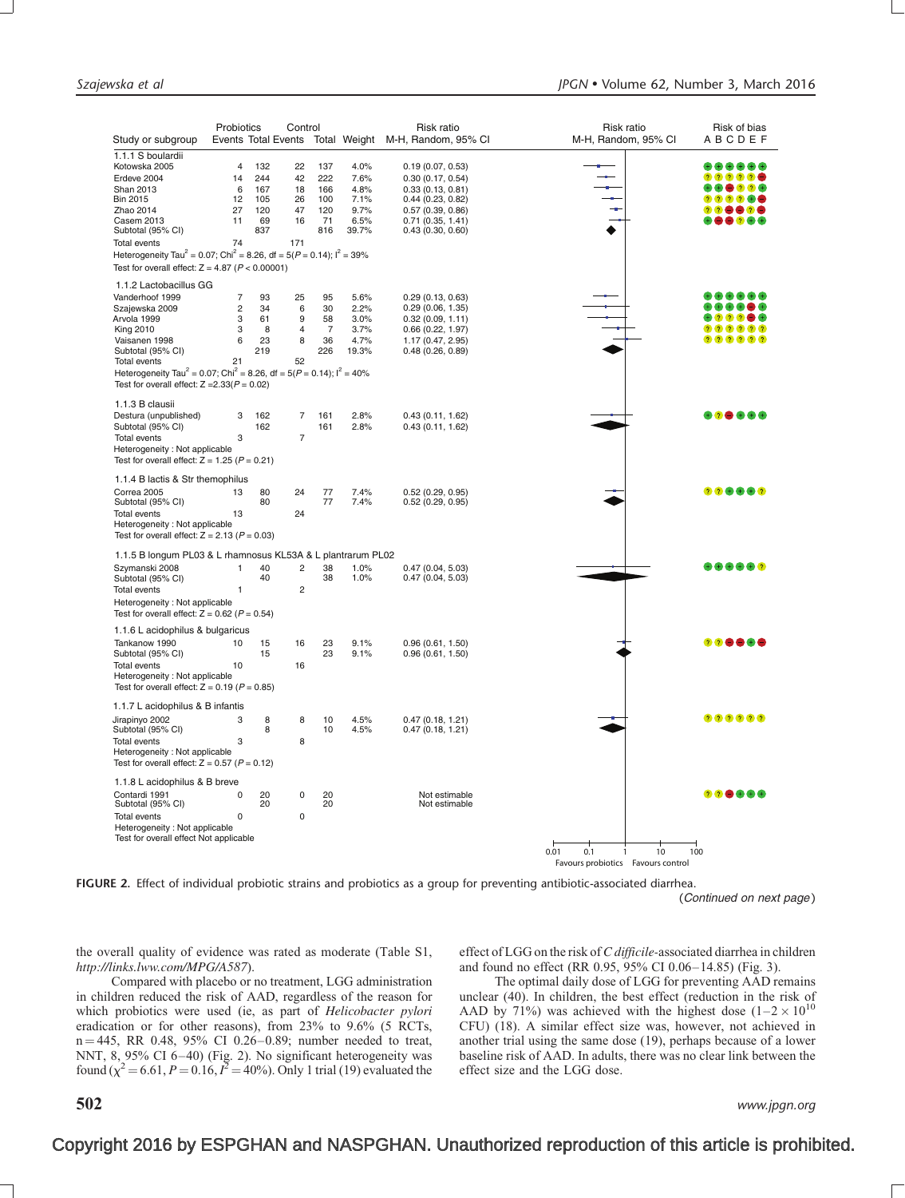| Study or subgroup | Probiotics Events | Probiotics Total | Control Events | Control Total | Weight | Risk ratio M-H, Random, 95% CI | Risk of bias A B C D E F |
|---|---|---|---|---|---|---|---|
| **1.1.1 S boulardii** | | | | | | | |
| Kotowska 2005 | 4 | 132 | 22 | 137 | 4.0% | 0.19 (0.07, 0.53) | + + + + + + |
| Erdeve 2004 | 14 | 244 | 42 | 222 | 7.6% | 0.30 (0.17, 0.54) | ? ? ? ? ? − |
| Shan 2013 | 6 | 167 | 18 | 166 | 4.8% | 0.33 (0.13, 0.81) | + + − ? ? + |
| Bin 2015 | 12 | 105 | 26 | 100 | 7.1% | 0.44 (0.23, 0.82) | ? ? ? ? + − |
| Zhao 2014 | 27 | 120 | 47 | 120 | 9.7% | 0.57 (0.39, 0.86) | ? ? − − ? − |
| Casem 2013 | 11 | 69 | 16 | 71 | 6.5% | 0.71 (0.35, 1.41) | + − − ? + + |
| Subtotal (95% CI) | | 837 | | 816 | 39.7% | 0.43 (0.30, 0.60) | |
| Total events | 74 | | 171 | | | | |
| Heterogeneity $Tau^2 = 0.07$; $Chi^2 = 8.26$, df = 5($P = 0.14$); $I^2 = 39\%$ | | | | | | | |
| Test for overall effect: $Z = 4.87$ ($P < 0.00001$) | | | | | | | |
| **1.1.2 Lactobacillus GG** | | | | | | | |
| Vanderhoof 1999 | 7 | 93 | 25 | 95 | 5.6% | 0.29 (0.13, 0.63) | + + + + + + |
| Szajewska 2009 | 2 | 34 | 6 | 30 | 2.2% | 0.29 (0.06, 1.35) | + + + + − + |
| Arvola 1999 | 3 | 61 | 9 | 58 | 3.0% | 0.32 (0.09, 1.11) | + ? ? ? − + |
| King 2010 | 3 | 8 | 4 | 7 | 3.7% | 0.66 (0.22, 1.97) | ? ? ? ? ? ? |
| Vaisanen 1998 | 6 | 23 | 8 | 36 | 4.7% | 1.17 (0.47, 2.95) | ? ? ? ? ? ? |
| Subtotal (95% CI) | | 219 | | 226 | 19.3% | 0.48 (0.26, 0.89) | |
| Total events | 21 | | 52 | | | | |
| Heterogeneity $Tau^2 = 0.07$; $Chi^2 = 8.26$, df = 5($P = 0.14$); $I^2 = 40\%$ | | | | | | | |
| Test for overall effect: $Z = 2.33$ ($P = 0.02$) | | | | | | | |
| **1.1.3 B clausii** | | | | | | | |
| Destura (unpublished) | 3 | 162 | 7 | 161 | 2.8% | 0.43 (0.11, 1.62) | + ? − + + + |
| Subtotal (95% CI) | | 162 | | 161 | 2.8% | 0.43 (0.11, 1.62) | |
| Total events | 3 | | 7 | | | | |
| Heterogeneity : Not applicable | | | | | | | |
| Test for overall effect: $Z = 1.25$ ($P = 0.21$) | | | | | | | |
| **1.1.4 B lactis & Str themophilus** | | | | | | | |
| Correa 2005 | 13 | 80 | 24 | 77 | 7.4% | 0.52 (0.29, 0.95) | ? ? + + + ? |
| Subtotal (95% CI) | | 80 | | 77 | 7.4% | 0.52 (0.29, 0.95) | |
| Total events | 13 | | 24 | | | | |
| Heterogeneity : Not applicable | | | | | | | |
| Test for overall effect: $Z = 2.13$ ($P = 0.03$) | | | | | | | |
| **1.1.5 B longum PL03 & L rhamnosus KL53A & L plantrarum PL02** | | | | | | | |
| Szymanski 2008 | 1 | 40 | 2 | 38 | 1.0% | 0.47 (0.04, 5.03) | + + + + + ? |
| Subtotal (95% CI) | | 40 | | 38 | 1.0% | 0.47 (0.04, 5.03) | |
| Total events | 1 | | 2 | | | | |
| Heterogeneity : Not applicable | | | | | | | |
| Test for overall effect: $Z = 0.62$ ($P = 0.54$) | | | | | | | |
| **1.1.6 L acidophilus & bulgaricus** | | | | | | | |
| Tankanow 1990 | 10 | 15 | 16 | 23 | 9.1% | 0.96 (0.61, 1.50) | ? ? − − + − |
| Subtotal (95% CI) | | 15 | | 23 | 9.1% | 0.96 (0.61, 1.50) | |
| Total events | 10 | | 16 | | | | |
| Heterogeneity : Not applicable | | | | | | | |
| Test for overall effect: $Z = 0.19$ ($P = 0.85$) | | | | | | | |
| **1.1.7 L acidophilus & B infantis** | | | | | | | |
| Jirapinyo 2002 | 3 | 8 | 8 | 10 | 4.5% | 0.47 (0.18, 1.21) | ? ? ? ? ? ? |
| Subtotal (95% CI) | | 8 | | 10 | 4.5% | 0.47 (0.18, 1.21) | |
| Total events | 3 | | 8 | | | | |
| Heterogeneity : Not applicable | | | | | | | |
| Test for overall effect: $Z = 0.57$ ($P = 0.12$) | | | | | | | |
| **1.1.8 L acidophilus & B breve** | | | | | | | |
| Contardi 1991 | 0 | 20 | 0 | 20 | | Not estimable | ? ? − + + + |
| Subtotal (95% CI) | | 20 | | 20 | | Not estimable | |
| Total events | 0 | | 0 | | | | |
| Heterogeneity : Not applicable | | | | | | | |
| Test for overall effect Not applicable | | | | | | | |

Risk ratio M-H, Random, 95% CI (axis: 0.01, 0.1, 1, 10, 100; Favours probiotics / Favours control)

**FIGURE 2.** Effect of individual probiotic strains and probiotics as a group for preventing antibiotic-associated diarrhea.

(*Continued on next page*)

the overall quality of evidence was rated as moderate (Table S1, *http://links.lww.com/MPG/A587*).

Compared with placebo or no treatment, LGG administration in children reduced the risk of AAD, regardless of the reason for which probiotics were used (ie, as part of *Helicobacter pylori* eradication or for other reasons), from 23% to 9.6% (5 RCTs, n = 445, RR 0.48, 95% CI 0.26–0.89; number needed to treat, NNT, 8, 95% CI 6–40) (Fig. 2). No significant heterogeneity was found ($\chi^2 = 6.61$, $P = 0.16$, $I^2 = 40\%$). Only 1 trial (19) evaluated the effect of LGG on the risk of *C difficile*-associated diarrhea in children and found no effect (RR 0.95, 95% CI 0.06–14.85) (Fig. 3).

The optimal daily dose of LGG for preventing AAD remains unclear (40). In children, the best effect (reduction in the risk of AAD by 71%) was achieved with the highest dose ($1–2 \times 10^{10}$ CFU) (18). A similar effect size was, however, not achieved in another trial using the same dose (19), perhaps because of a lower baseline risk of AAD. In adults, there was no clear link between the effect size and the LGG dose.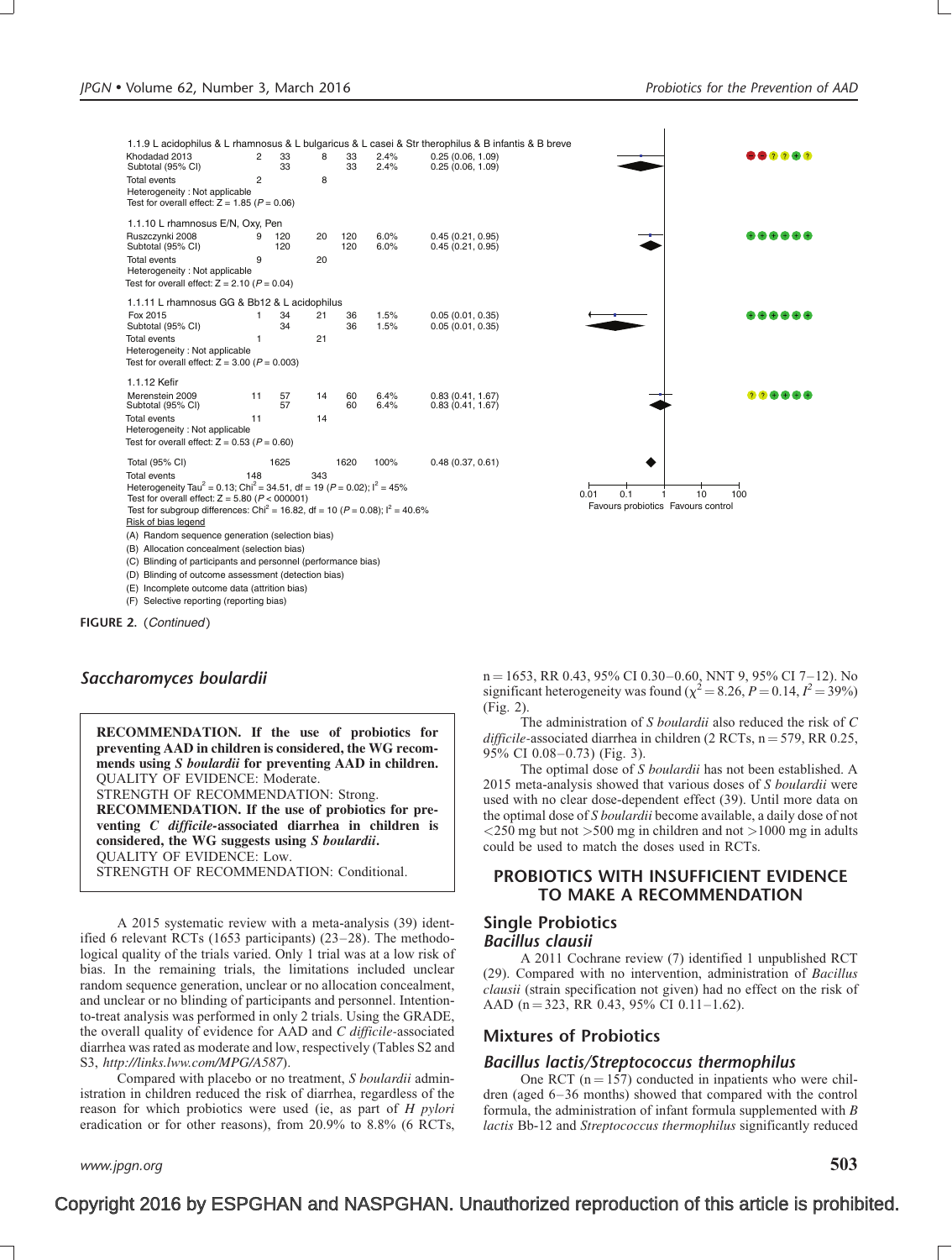| Study or Subgroup | Probiotics Events | Probiotics Total | Control Events | Control Total | Weight | Risk Ratio M-H, Random, 95% CI | Risk of Bias A B C D E F |
|---|---|---|---|---|---|---|---|
| **1.1.9 L acidophilus & L rhamnosus & L bulgaricus & L casei & Str therophilus & B infantis & B breve** | | | | | | | |
| Khodadad 2013 | 2 | 33 | 8 | 33 | 2.4% | 0.25 (0.06, 1.09) | − − ? ? + ? |
| Subtotal (95% CI) | | 33 | | 33 | 2.4% | 0.25 (0.06, 1.09) | |
| Total events | 2 | | 8 | | | | |
| Heterogeneity : Not applicable | | | | | | | |
| Test for overall effect: Z = 1.85 (P = 0.06) | | | | | | | |
| **1.1.10 L rhamnosus E/N, Oxy, Pen** | | | | | | | |
| Ruszczynki 2008 | 9 | 120 | 20 | 120 | 6.0% | 0.45 (0.21, 0.95) | + + + + + + |
| Subtotal (95% CI) | | 120 | | 120 | 6.0% | 0.45 (0.21, 0.95) | |
| Total events | 9 | | 20 | | | | |
| Heterogeneity : Not applicable | | | | | | | |
| Test for overall effect: Z = 2.10 (P = 0.04) | | | | | | | |
| **1.1.11 L rhamnosus GG & Bb12 & L acidophilus** | | | | | | | |
| Fox 2015 | 1 | 34 | 21 | 36 | 1.5% | 0.05 (0.01, 0.35) | + + + + + + |
| Subtotal (95% CI) | | 34 | | 36 | 1.5% | 0.05 (0.01, 0.35) | |
| Total events | 1 | | 21 | | | | |
| Heterogeneity : Not applicable | | | | | | | |
| Test for overall effect: Z = 3.00 (P = 0.003) | | | | | | | |
| **1.1.12 Kefir** | | | | | | | |
| Merenstein 2009 | 11 | 57 | 14 | 60 | 6.4% | 0.83 (0.41, 1.67) | ? ? + + + + |
| Subtotal (95% CI) | | 57 | | 60 | 6.4% | 0.83 (0.41, 1.67) | |
| Total events | 11 | | 14 | | | | |
| Heterogeneity : Not applicable | | | | | | | |
| Test for overall effect: Z = 0.53 (P = 0.60) | | | | | | | |
| **Total (95% CI)** | | 1625 | | 1620 | 100% | 0.48 (0.37, 0.61) | |
| Total events | 148 | | 343 | | | | |

Heterogeneity Tau$^2$ = 0.13; Chi$^2$ = 34.51, df = 19 (P = 0.02); I$^2$ = 45%
Test for overall effect: Z = 5.80 (P < 000001)
Test for subgroup differences: Chi$^2$ = 16.82, df = 10 (P = 0.08); I$^2$ = 40.6%

0.01 0.1 1 10 100
Favours probiotics Favours control

Risk of bias legend
(A) Random sequence generation (selection bias)
(B) Allocation concealment (selection bias)
(C) Blinding of participants and personnel (performance bias)
(D) Blinding of outcome assessment (detection bias)
(E) Incomplete outcome data (attrition bias)
(F) Selective reporting (reporting bias)

**FIGURE 2.** (*Continued*)

## *Saccharomyces boulardii*

> **RECOMMENDATION. If the use of probiotics for preventing AAD in children is considered, the WG recommends using *S boulardii* for preventing AAD in children.**
> QUALITY OF EVIDENCE: Moderate.
> STRENGTH OF RECOMMENDATION: Strong.
> **RECOMMENDATION. If the use of probiotics for preventing *C difficile*-associated diarrhea in children is considered, the WG suggests using *S boulardii*.**
> QUALITY OF EVIDENCE: Low.
> STRENGTH OF RECOMMENDATION: Conditional.

A 2015 systematic review with a meta-analysis (39) identified 6 relevant RCTs (1653 participants) (23–28). The methodological quality of the trials varied. Only 1 trial was at a low risk of bias. In the remaining trials, the limitations included unclear random sequence generation, unclear or no allocation concealment, and unclear or no blinding of participants and personnel. Intention-to-treat analysis was performed in only 2 trials. Using the GRADE, the overall quality of evidence for AAD and *C difficile*-associated diarrhea was rated as moderate and low, respectively (Tables S2 and S3, *http://links.lww.com/MPG/A587*).

Compared with placebo or no treatment, *S boulardii* administration in children reduced the risk of diarrhea, regardless of the reason for which probiotics were used (ie, as part of *H pylori* eradication or for other reasons), from 20.9% to 8.8% (6 RCTs, n = 1653, RR 0.43, 95% CI 0.30–0.60, NNT 9, 95% CI 7–12). No significant heterogeneity was found ($\chi^2 = 8.26$, $P = 0.14$, $I^2 = 39\%$) (Fig. 2).

The administration of *S boulardii* also reduced the risk of *C difficile*-associated diarrhea in children (2 RCTs, n = 579, RR 0.25, 95% CI 0.08–0.73) (Fig. 3).

The optimal dose of *S boulardii* has not been established. A 2015 meta-analysis showed that various doses of *S boulardii* were used with no clear dose-dependent effect (39). Until more data on the optimal dose of *S boulardii* become available, a daily dose of not <250 mg but not >500 mg in children and not >1000 mg in adults could be used to match the doses used in RCTs.

## PROBIOTICS WITH INSUFFICIENT EVIDENCE TO MAKE A RECOMMENDATION

### Single Probiotics

#### *Bacillus clausii*

A 2011 Cochrane review (7) identified 1 unpublished RCT (29). Compared with no intervention, administration of *Bacillus clausii* (strain specification not given) had no effect on the risk of AAD (n = 323, RR 0.43, 95% CI 0.11–1.62).

### Mixtures of Probiotics

#### *Bacillus lactis/Streptococcus thermophilus*

One RCT (n = 157) conducted in inpatients who were children (aged 6–36 months) showed that compared with the control formula, the administration of infant formula supplemented with *B lactis* Bb-12 and *Streptococcus thermophilus* significantly reduced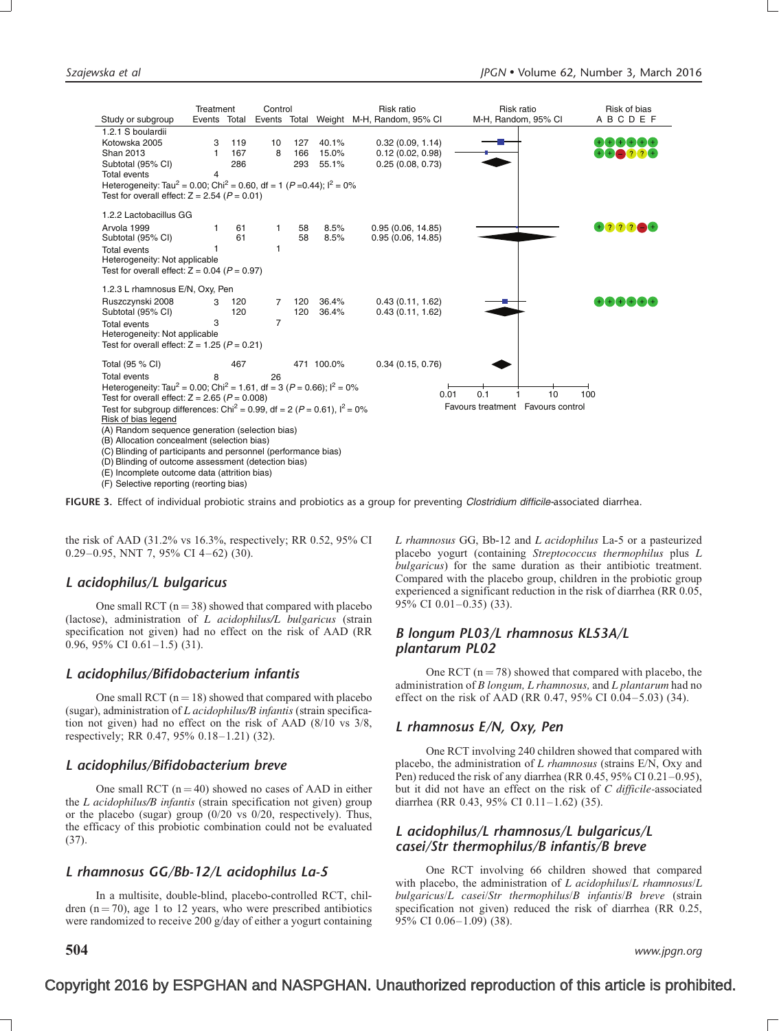| Study or subgroup | Treatment Events | Treatment Total | Control Events | Control Total | Weight | Risk ratio M-H, Random, 95% CI | Risk of bias A B C D E F |
|---|---|---|---|---|---|---|---|
| **1.2.1 S boulardii** | | | | | | | |
| Kotowska 2005 | 3 | 119 | 10 | 127 | 40.1% | 0.32 (0.09, 1.14) | + + + + + + |
| Shan 2013 | 1 | 167 | 8 | 166 | 15.0% | 0.12 (0.02, 0.98) | + + − ? ? + |
| Subtotal (95% CI) | | 286 | | 293 | 55.1% | 0.25 (0.08, 0.73) | |
| Total events | 4 | | 18 | | | | |
| Heterogeneity: Tau$^2$ = 0.00; Chi$^2$ = 0.60, df = 1 ($P$ =0.44); $I^2$ = 0% | | | | | | | |
| Test for overall effect: Z = 2.54 ($P$ = 0.01) | | | | | | | |
| **1.2.2 Lactobacillus GG** | | | | | | | |
| Arvola 1999 | 1 | 61 | 1 | 58 | 8.5% | 0.95 (0.06, 14.85) | + ? ? ? − + |
| Subtotal (95% CI) | | 61 | | 58 | 8.5% | 0.95 (0.06, 14.85) | |
| Total events | 1 | | 1 | | | | |
| Heterogeneity: Not applicable | | | | | | | |
| Test for overall effect: Z = 0.04 ($P$ = 0.97) | | | | | | | |
| **1.2.3 L rhamnosus E/N, Oxy, Pen** | | | | | | | |
| Ruszczynski 2008 | 3 | 120 | 7 | 120 | 36.4% | 0.43 (0.11, 1.62) | + + + + + + |
| Subtotal (95% CI) | | 120 | | 120 | 36.4% | 0.43 (0.11, 1.62) | |
| Total events | 3 | | 7 | | | | |
| Heterogeneity: Not applicable | | | | | | | |
| Test for overall effect: Z = 1.25 ($P$ = 0.21) | | | | | | | |
| **Total (95 % CI)** | | 467 | | 471 | 100.0% | 0.34 (0.15, 0.76) | |
| Total events | 8 | | 26 | | | | |
| Heterogeneity: Tau$^2$ = 0.00; Chi$^2$ = 1.61, df = 3 ($P$ = 0.66); $I^2$ = 0% | | | | | | | |
| Test for overall effect: Z = 2.65 ($P$ = 0.008) | | | | | | | |
| Test for subgroup differences: Chi$^2$ = 0.99, df = 2 ($P$ = 0.61), $I^2$ = 0% | | | | | | | |

Risk ratio M-H, Random, 95% CI: 0.01 0.1 1 10 100 — Favours treatment / Favours control

Risk of bias legend
(A) Random sequence generation (selection bias)
(B) Allocation concealment (selection bias)
(C) Blinding of participants and personnel (performance bias)
(D) Blinding of outcome assessment (detection bias)
(E) Incomplete outcome data (attrition bias)
(F) Selective reporting (reorting bias)

**FIGURE 3.** Effect of individual probiotic strains and probiotics as a group for preventing *Clostridium difficile*-associated diarrhea.

the risk of AAD (31.2% vs 16.3%, respectively; RR 0.52, 95% CI 0.29–0.95, NNT 7, 95% CI 4–62) (30).

## *L acidophilus/L bulgaricus*

One small RCT (n = 38) showed that compared with placebo (lactose), administration of *L acidophilus/L bulgaricus* (strain specification not given) had no effect on the risk of AAD (RR 0.96, 95% CI 0.61–1.5) (31).

## *L acidophilus/Bifidobacterium infantis*

One small RCT (n = 18) showed that compared with placebo (sugar), administration of *L acidophilus/B infantis* (strain specification not given) had no effect on the risk of AAD (8/10 vs 3/8, respectively; RR 0.47, 95% 0.18–1.21) (32).

## *L acidophilus/Bifidobacterium breve*

One small RCT (n = 40) showed no cases of AAD in either the *L acidophilus/B infantis* (strain specification not given) group or the placebo (sugar) group (0/20 vs 0/20, respectively). Thus, the efficacy of this probiotic combination could not be evaluated (37).

## *L rhamnosus GG/Bb-12/L acidophilus La-5*

In a multisite, double-blind, placebo-controlled RCT, children (n = 70), age 1 to 12 years, who were prescribed antibiotics were randomized to receive 200 g/day of either a yogurt containing *L rhamnosus* GG, Bb-12 and *L acidophilus* La-5 or a pasteurized placebo yogurt (containing *Streptococcus thermophilus* plus *L bulgaricus*) for the same duration as their antibiotic treatment. Compared with the placebo group, children in the probiotic group experienced a significant reduction in the risk of diarrhea (RR 0.05, 95% CI 0.01–0.35) (33).

## *B longum PL03/L rhamnosus KL53A/L plantarum PL02*

One RCT (n = 78) showed that compared with placebo, the administration of *B longum, L rhamnosus,* and *L plantarum* had no effect on the risk of AAD (RR 0.47, 95% CI 0.04–5.03) (34).

## *L rhamnosus E/N, Oxy, Pen*

One RCT involving 240 children showed that compared with placebo, the administration of *L rhamnosus* (strains E/N, Oxy and Pen) reduced the risk of any diarrhea (RR 0.45, 95% CI 0.21–0.95), but it did not have an effect on the risk of *C difficile*-associated diarrhea (RR 0.43, 95% CI 0.11–1.62) (35).

## *L acidophilus/L rhamnosus/L bulgaricus/L casei/Str thermophilus/B infantis/B breve*

One RCT involving 66 children showed that compared with placebo, the administration of *L acidophilus*/*L rhamnosus*/*L bulgaricus*/*L casei*/*Str thermophilus*/*B infantis*/*B breve* (strain specification not given) reduced the risk of diarrhea (RR 0.25, 95% CI 0.06–1.09) (38).

Copyright 2016 by ESPGHAN and NASPGHAN. Unauthorized reproduction of this article is prohibited.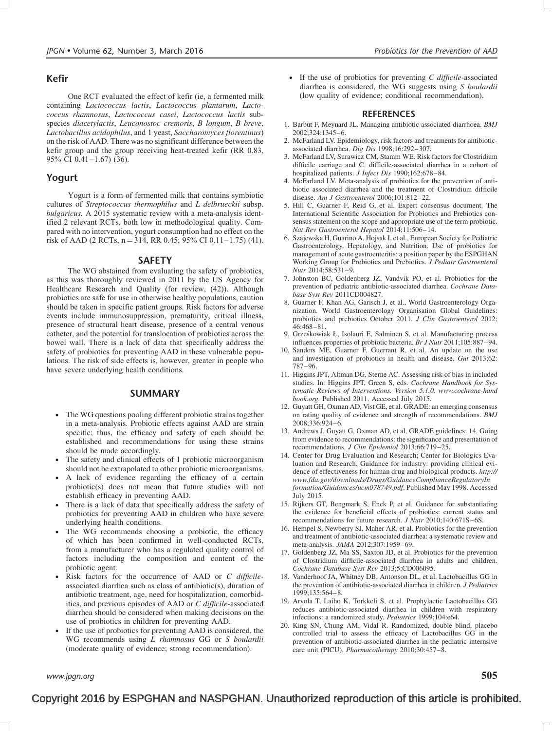## Kefir

One RCT evaluated the effect of kefir (ie, a fermented milk containing *Lactococcus lactis*, *Lactococcus plantarum*, *Lactococcus rhamnosus*, *Lactococcus casei*, *Lactococcus lactis* subspecies *diacetylactis*, *Leuconostoc cremoris*, *B longum*, *B breve*, *Lactobacillus acidophilus*, and 1 yeast, *Saccharomyces florentinus*) on the risk of AAD. There was no significant difference between the kefir group and the group receiving heat-treated kefir (RR 0.83, 95% CI 0.41–1.67) (36).

## Yogurt

Yogurt is a form of fermented milk that contains symbiotic cultures of *Streptococcus thermophilus* and *L delbrueckii* subsp. *bulgaricus*. A 2015 systematic review with a meta-analysis identified 2 relevant RCTs, both low in methodological quality. Compared with no intervention, yogurt consumption had no effect on the risk of AAD (2 RCTs, n = 314, RR 0.45; 95% CI 0.11–1.75) (41).

## SAFETY

The WG abstained from evaluating the safety of probiotics, as this was thoroughly reviewed in 2011 by the US Agency for Healthcare Research and Quality (for review, (42)). Although probiotics are safe for use in otherwise healthy populations, caution should be taken in specific patient groups. Risk factors for adverse events include immunosuppression, prematurity, critical illness, presence of structural heart disease, presence of a central venous catheter, and the potential for translocation of probiotics across the bowel wall. There is a lack of data that specifically address the safety of probiotics for preventing AAD in these vulnerable populations. The risk of side effects is, however, greater in people who have severe underlying health conditions.

## SUMMARY

- The WG questions pooling different probiotic strains together in a meta-analysis. Probiotic effects against AAD are strain specific; thus, the efficacy and safety of each should be established and recommendations for using these strains should be made accordingly.
- The safety and clinical effects of 1 probiotic microorganism should not be extrapolated to other probiotic microorganisms.
- A lack of evidence regarding the efficacy of a certain probiotic(s) does not mean that future studies will not establish efficacy in preventing AAD.
- There is a lack of data that specifically address the safety of probiotics for preventing AAD in children who have severe underlying health conditions.
- The WG recommends choosing a probiotic, the efficacy of which has been confirmed in well-conducted RCTs, from a manufacturer who has a regulated quality control of factors including the composition and content of the probiotic agent.
- Risk factors for the occurrence of AAD or *C difficile*-associated diarrhea such as class of antibiotic(s), duration of antibiotic treatment, age, need for hospitalization, comorbidities, and previous episodes of AAD or *C difficile*-associated diarrhea should be considered when making decisions on the use of probiotics in children for preventing AAD.
- If the use of probiotics for preventing AAD is considered, the WG recommends using *L rhamnosus* GG or *S boulardii* (moderate quality of evidence; strong recommendation).
- If the use of probiotics for preventing *C difficile*-associated diarrhea is considered, the WG suggests using *S boulardii* (low quality of evidence; conditional recommendation).

## REFERENCES

1. Barbut F, Meynard JL. Managing antibiotic associated diarrhoea. *BMJ* 2002;324:1345–6.
2. McFarland LV. Epidemiology, risk factors and treatments for antibiotic-associated diarrhea. *Dig Dis* 1998;16:292–307.
3. McFarland LV, Surawicz CM, Stamm WE. Risk factors for Clostridium difficile carriage and C. difficile-associated diarrhea in a cohort of hospitalized patients. *J Infect Dis* 1990;162:678–84.
4. McFarland LV. Meta-analysis of probiotics for the prevention of antibiotic associated diarrhea and the treatment of Clostridium difficile disease. *Am J Gastroenterol* 2006;101:812–22.
5. Hill C, Guarner F, Reid G, et al. Expert consensus document. The International Scientific Association for Probiotics and Prebiotics consensus statement on the scope and appropriate use of the term probiotic. *Nat Rev Gastroenterol Hepatol* 2014;11:506–14.
6. Szajewska H, Guarino A, Hojsak I, et al., European Society for Pediatric Gastroenterology, Hepatology, and Nutrition. Use of probiotics for management of acute gastroenteritis: a position paper by the ESPGHAN Working Group for Probiotics and Prebiotics. *J Pediatr Gastroenterol Nutr* 2014;58:531–9.
7. Johnston BC, Goldenberg JZ, Vandvik PO, et al. Probiotics for the prevention of pediatric antibiotic-associated diarrhea. *Cochrane Database Syst Rev* 2011CD004827.
8. Guarner F, Khan AG, Garisch J, et al., World Gastroenterology Organization. World Gastroenterology Organisation Global Guidelines: probiotics and prebiotics October 2011. *J Clin Gastroenterol* 2012; 46:468–81.
9. Grześkowiak Ł, Isolauri E, Salminen S, et al. Manufacturing process influences properties of probiotic bacteria. *Br J Nutr* 2011;105:887–94.
10. Sanders ME, Guarner F, Guerrant R, et al. An update on the use and investigation of probiotics in health and disease. *Gut* 2013;62: 787–96.
11. Higgins JPT, Altman DG, Sterne AC. Assessing risk of bias in included studies. In: Higgins JPT, Green S, eds. *Cochrane Handbook for Systematic Reviews of Interventions. Version 5.1.0. www.cochrane-handbook.org*. Published 2011. Accessed July 2015.
12. Guyatt GH, Oxman AD, Vist GE, et al. GRADE: an emerging consensus on rating quality of evidence and strength of recommendations. *BMJ* 2008;336:924–6.
13. Andrews J, Guyatt G, Oxman AD, et al. GRADE guidelines: 14. Going from evidence to recommendations: the significance and presentation of recommendations. *J Clin Epidemiol* 2013;66:719–25.
14. Center for Drug Evaluation and Research; Center for Biologics Evaluation and Research. Guidance for industry: providing clinical evidence of effectiveness for human drug and biological products. *http://www.fda.gov/downloads/Drugs/GuidanceComplianceRegulatoryInformation/Guidances/ucm078749.pdf*. Published May 1998. Accessed July 2015.
15. Rijkers GT, Bengmark S, Enck P, et al. Guidance for substantiating the evidence for beneficial effects of probiotics: current status and recommendations for future research. *J Nutr* 2010;140:671S–6S.
16. Hempel S, Newberry SJ, Maher AR, et al. Probiotics for the prevention and treatment of antibiotic-associated diarrhea: a systematic review and meta-analysis. *JAMA* 2012;307:1959–69.
17. Goldenberg JZ, Ma SS, Saxton JD, et al. Probiotics for the prevention of Clostridium difficile-associated diarrhea in adults and children. *Cochrane Database Syst Rev* 2013;5:CD006095.
18. Vanderhoof JA, Whitney DB, Antonson DL, et al. Lactobacillus GG in the prevention of antibiotic-associated diarrhea in children. *J Pediatrics* 1999;135:564–8.
19. Arvola T, Laiho K, Torkkeli S, et al. Prophylactic Lactobacillus GG reduces antibiotic-associated diarrhea in children with respiratory infections: a randomized study. *Pediatrics* 1999;104:e64.
20. King SN, Chung AM, Vidal R. Randomized, double blind, placebo controlled trial to assess the efficacy of Lactobacillus GG in the prevention of antibiotic-associated diarrhea in the pediatric internsive care unit (PICU). *Pharmacotherapy* 2010;30:457–8.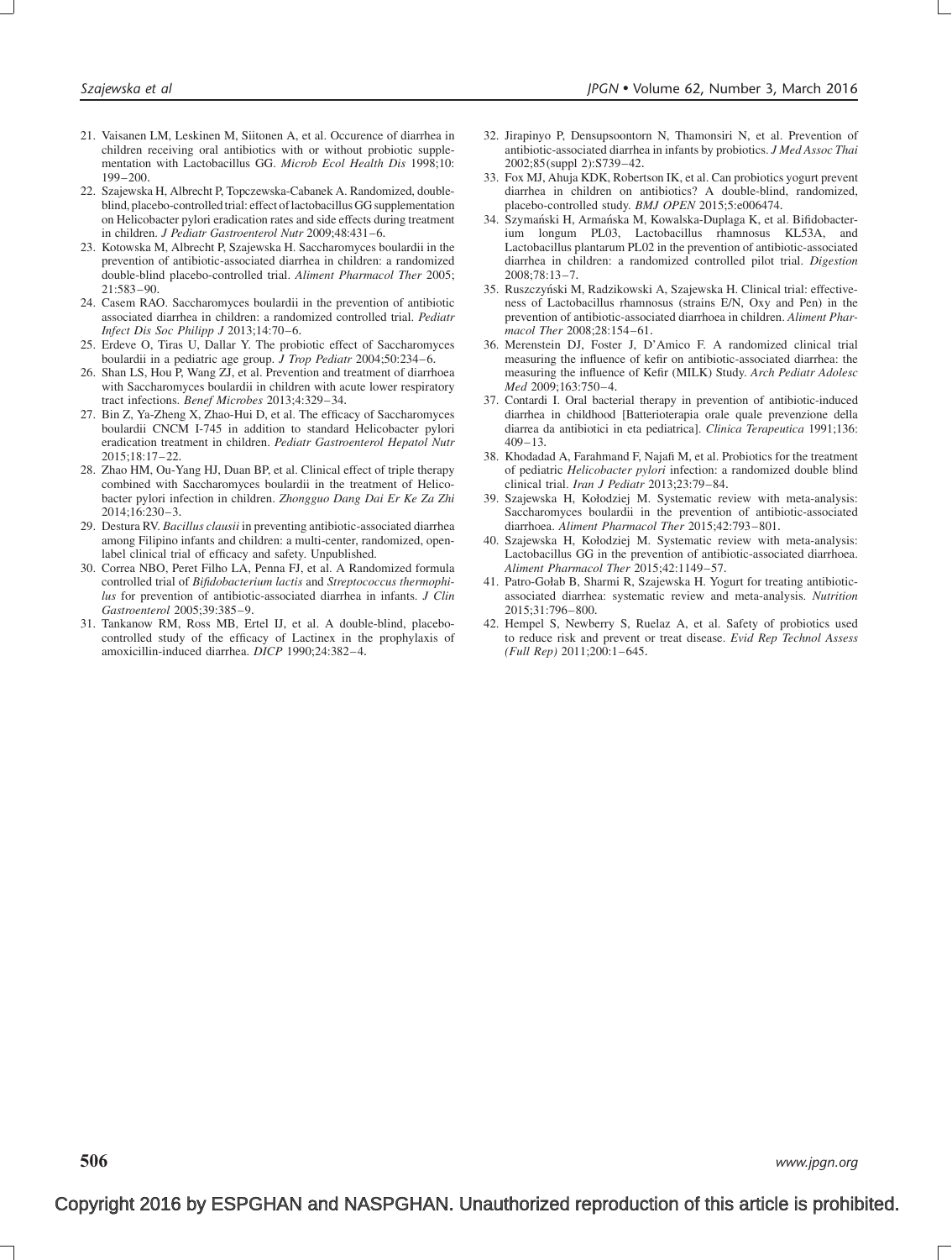21. Vaisanen LM, Leskinen M, Siitonen A, et al. Occurence of diarrhea in children receiving oral antibiotics with or without probiotic supplementation with Lactobacillus GG. *Microb Ecol Health Dis* 1998;10: 199–200.
22. Szajewska H, Albrecht P, Topczewska-Cabanek A. Randomized, double-blind, placebo-controlled trial: effect of lactobacillus GG supplementation on Helicobacter pylori eradication rates and side effects during treatment in children. *J Pediatr Gastroenterol Nutr* 2009;48:431–6.
23. Kotowska M, Albrecht P, Szajewska H. Saccharomyces boulardii in the prevention of antibiotic-associated diarrhea in children: a randomized double-blind placebo-controlled trial. *Aliment Pharmacol Ther* 2005; 21:583–90.
24. Casem RAO. Saccharomyces boulardii in the prevention of antibiotic associated diarrhea in children: a randomized controlled trial. *Pediatr Infect Dis Soc Philipp J* 2013;14:70–6.
25. Erdeve O, Tiras U, Dallar Y. The probiotic effect of Saccharomyces boulardii in a pediatric age group. *J Trop Pediatr* 2004;50:234–6.
26. Shan LS, Hou P, Wang ZJ, et al. Prevention and treatment of diarrhoea with Saccharomyces boulardii in children with acute lower respiratory tract infections. *Benef Microbes* 2013;4:329–34.
27. Bin Z, Ya-Zheng X, Zhao-Hui D, et al. The efficacy of Saccharomyces boulardii CNCM I-745 in addition to standard Helicobacter pylori eradication treatment in children. *Pediatr Gastroenterol Hepatol Nutr* 2015;18:17–22.
28. Zhao HM, Ou-Yang HJ, Duan BP, et al. Clinical effect of triple therapy combined with Saccharomyces boulardii in the treatment of Helicobacter pylori infection in children. *Zhongguo Dang Dai Er Ke Za Zhi* 2014;16:230–3.
29. Destura RV. *Bacillus clausii* in preventing antibiotic-associated diarrhea among Filipino infants and children: a multi-center, randomized, open-label clinical trial of efficacy and safety. Unpublished.
30. Correa NBO, Peret Filho LA, Penna FJ, et al. A Randomized formula controlled trial of *Bifidobacterium lactis* and *Streptococcus thermophilus* for prevention of antibiotic-associated diarrhea in infants. *J Clin Gastroenterol* 2005;39:385–9.
31. Tankanow RM, Ross MB, Ertel IJ, et al. A double-blind, placebo-controlled study of the efficacy of Lactinex in the prophylaxis of amoxicillin-induced diarrhea. *DICP* 1990;24:382–4.
32. Jirapinyo P, Densupsoontorn N, Thamonsiri N, et al. Prevention of antibiotic-associated diarrhea in infants by probiotics. *J Med Assoc Thai* 2002;85(suppl 2):S739–42.
33. Fox MJ, Ahuja KDK, Robertson IK, et al. Can probiotics yogurt prevent diarrhea in children on antibiotics? A double-blind, randomized, placebo-controlled study. *BMJ OPEN* 2015;5:e006474.
34. Szymański H, Armańska M, Kowalska-Duplaga K, et al. Bifidobacterium longum PL03, Lactobacillus rhamnosus KL53A, and Lactobacillus plantarum PL02 in the prevention of antibiotic-associated diarrhea in children: a randomized controlled pilot trial. *Digestion* 2008;78:13–7.
35. Ruszczyński M, Radzikowski A, Szajewska H. Clinical trial: effectiveness of Lactobacillus rhamnosus (strains E/N, Oxy and Pen) in the prevention of antibiotic-associated diarrhoea in children. *Aliment Pharmacol Ther* 2008;28:154–61.
36. Merenstein DJ, Foster J, D'Amico F. A randomized clinical trial measuring the influence of kefir on antibiotic-associated diarrhea: the measuring the influence of Kefir (MILK) Study. *Arch Pediatr Adolesc Med* 2009;163:750–4.
37. Contardi I. Oral bacterial therapy in prevention of antibiotic-induced diarrhea in childhood [Batterioterapia orale quale prevenzione della diarrea da antibiotici in eta pediatrica]. *Clinica Terapeutica* 1991;136: 409–13.
38. Khodadad A, Farahmand F, Najafi M, et al. Probiotics for the treatment of pediatric *Helicobacter pylori* infection: a randomized double blind clinical trial. *Iran J Pediatr* 2013;23:79–84.
39. Szajewska H, Kołodziej M. Systematic review with meta-analysis: Saccharomyces boulardii in the prevention of antibiotic-associated diarrhoea. *Aliment Pharmacol Ther* 2015;42:793–801.
40. Szajewska H, Kołodziej M. Systematic review with meta-analysis: Lactobacillus GG in the prevention of antibiotic-associated diarrhoea. *Aliment Pharmacol Ther* 2015;42:1149–57.
41. Patro-Gołab B, Sharmi R, Szajewska H. Yogurt for treating antibiotic-associated diarrhea: systematic review and meta-analysis. *Nutrition* 2015;31:796–800.
42. Hempel S, Newberry S, Ruelaz A, et al. Safety of probiotics used to reduce risk and prevent or treat disease. *Evid Rep Technol Assess (Full Rep)* 2011;200:1–645.

Copyright 2016 by ESPGHAN and NASPGHAN. Unauthorized reproduction of this article is prohibited.